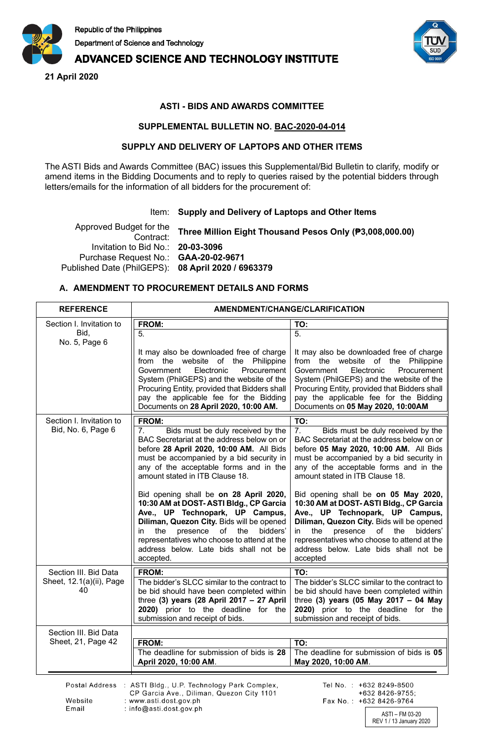Republic of the Philippines

Department of Science and Technology

**ADVANCED SCIENCE AND TECHNOLOGY INSTITUTE**

**21 April 2020**

## ASTI - BIDS AND AWARDS COMMITTEE

## SUPPLEMENTAL BULLETIN NO. BAC-2020-04-014

## SUPPLY AND DELIVERY OF LAPTOPS AND OTHER ITEMS

The ASTI Bids and Awards Committee (BAC) issues this Supplemental/Bid Bulletin to clarify, modify or amend items in the Bidding Documents and to reply to queries raised by the potential bidders through letters/emails for the information of all bidders for the procurement of:

| | |
|---|---|
| Item: | **Supply and Delivery of Laptops and Other Items** |
| Approved Budget for the Contract: | **Three Million Eight Thousand Pesos Only (₱3,008,000.00)** |
| Invitation to Bid No.: | **20-03-3096** |
| Purchase Request No.: | **GAA-20-02-9671** |
| Published Date (PhilGEPS): | **08 April 2020 / 6963379** |

### A. AMENDMENT TO PROCUREMENT DETAILS AND FORMS

| REFERENCE | AMENDMENT/CHANGE/CLARIFICATION | |
|---|---|---|
| | **FROM:** | **TO:** |
| Section I. Invitation to Bid, No. 5, Page 6 | 5. It may also be downloaded free of charge from the website of the Philippine Government Electronic Procurement System (PhilGEPS) and the website of the Procuring Entity, provided that Bidders shall pay the applicable fee for the Bidding Documents on **28 April 2020, 10:00 AM.** | 5. It may also be downloaded free of charge from the website of the Philippine Government Electronic Procurement System (PhilGEPS) and the website of the Procuring Entity, provided that Bidders shall pay the applicable fee for the Bidding Documents on **05 May 2020, 10:00AM** |
| Section I. Invitation to Bid, No. 6, Page 6 | 7. Bids must be duly received by the BAC Secretariat at the address below on or before **28 April 2020, 10:00 AM.** All Bids must be accompanied by a bid security in any of the acceptable forms and in the amount stated in ITB Clause 18.<br><br>Bid opening shall be **on 28 April 2020, 10:30 AM at DOST- ASTI Bldg., CP Garcia Ave., UP Technopark, UP Campus, Diliman, Quezon City.** Bids will be opened in the presence of the bidders' representatives who choose to attend at the address below. Late bids shall not be accepted. | 7. Bids must be duly received by the BAC Secretariat at the address below on or before **05 May 2020, 10:00 AM.** All Bids must be accompanied by a bid security in any of the acceptable forms and in the amount stated in ITB Clause 18.<br><br>Bid opening shall be **on 05 May 2020, 10:30 AM at DOST- ASTI Bldg., CP Garcia Ave., UP Technopark, UP Campus, Diliman, Quezon City.** Bids will be opened in the presence of the bidders' representatives who choose to attend at the address below. Late bids shall not be accepted |
| Section III. Bid Data Sheet, 12.1(a)(ii), Page 40 | The bidder's SLCC similar to the contract to be bid should have been completed within three **(3) years (28 April 2017 – 27 April 2020)** prior to the deadline for the submission and receipt of bids. | The bidder's SLCC similar to the contract to be bid should have been completed within three **(3) years (05 May 2017 – 04 May 2020)** prior to the deadline for the submission and receipt of bids. |
| Section III. Bid Data Sheet, 21, Page 42 | The deadline for submission of bids is **28 April 2020, 10:00 AM**. | The deadline for submission of bids is **05 May 2020, 10:00 AM**. |

Postal Address : ASTI Bldg., U.P. Technology Park Complex, CP Garcia Ave., Diliman, Quezon City 1101

Website : www.asti.dost.gov.ph

Email : info@asti.dost.gov.ph

Tel No. : +632 8249-8500; +632 8426-9755;

Fax No. : +632 8426-9764

ASTI – FM 03-20
REV 1 / 13 January 2020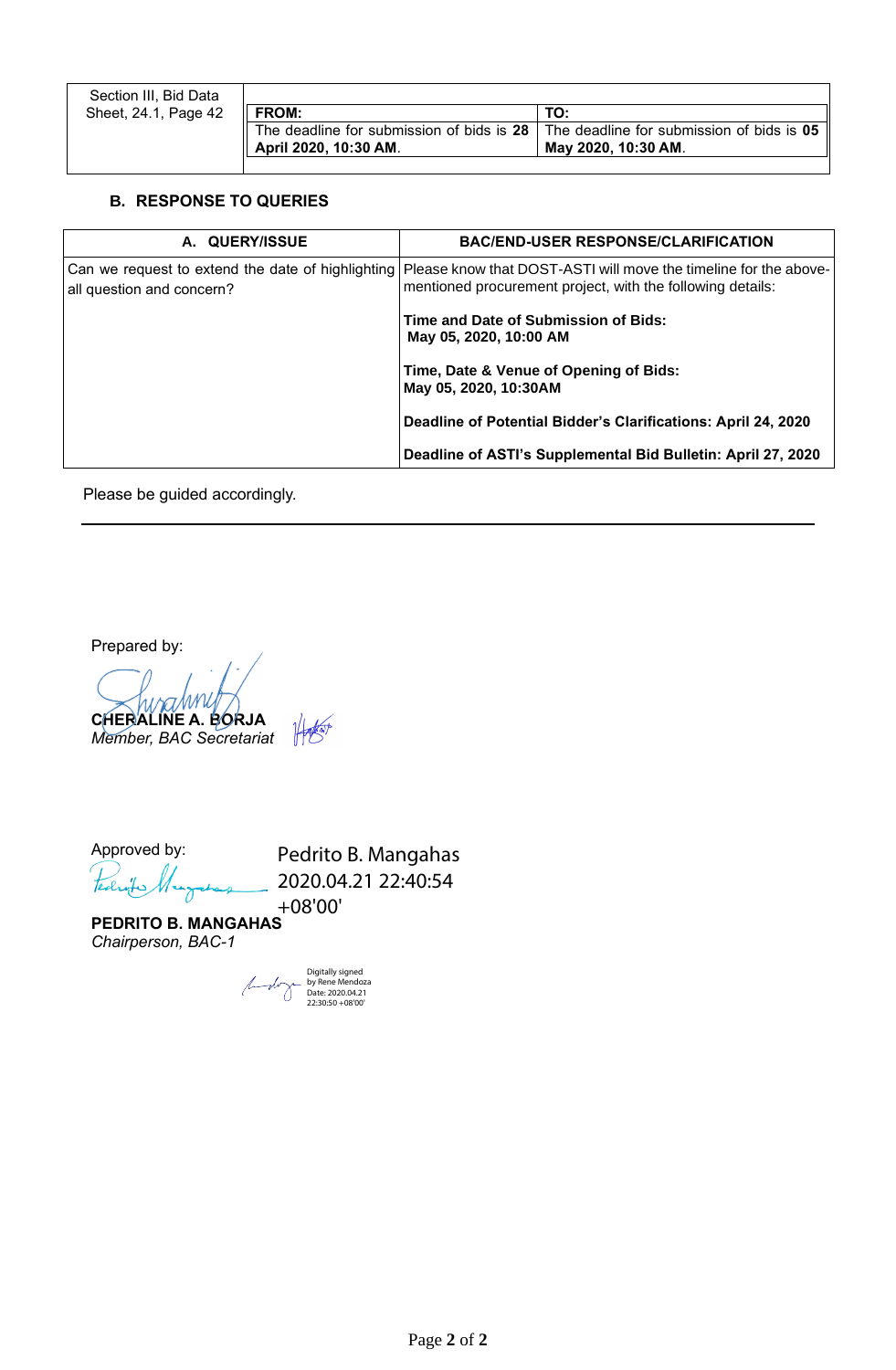| | | |
|---|---|---|
| Section III, Bid Data Sheet, 24.1, Page 42 | **FROM:**<br>The deadline for submission of bids is **28 April 2020, 10:30 AM**. | **TO:**<br>The deadline for submission of bids is **05 May 2020, 10:30 AM**. |

## B. RESPONSE TO QUERIES

| A. QUERY/ISSUE | BAC/END-USER RESPONSE/CLARIFICATION |
|---|---|
| Can we request to extend the date of highlighting all question and concern? | Please know that DOST-ASTI will move the timeline for the above-mentioned procurement project, with the following details:<br><br>**Time and Date of Submission of Bids:**<br>**May 05, 2020, 10:00 AM**<br><br>**Time, Date & Venue of Opening of Bids:**<br>**May 05, 2020, 10:30AM**<br><br>**Deadline of Potential Bidder's Clarifications: April 24, 2020**<br><br>**Deadline of ASTI's Supplemental Bid Bulletin: April 27, 2020** |

Please be guided accordingly.

---

Prepared by:

**CHERALINE A. BORJA**
*Member, BAC Secretariat*

Approved by:

Pedrito B. Mangahas
2020.04.21 22:40:54
+08'00'

**PEDRITO B. MANGAHAS**
*Chairperson, BAC-1*

Digitally signed by Rene Mendoza
Date: 2020.04.21 22:30:50 +08'00'